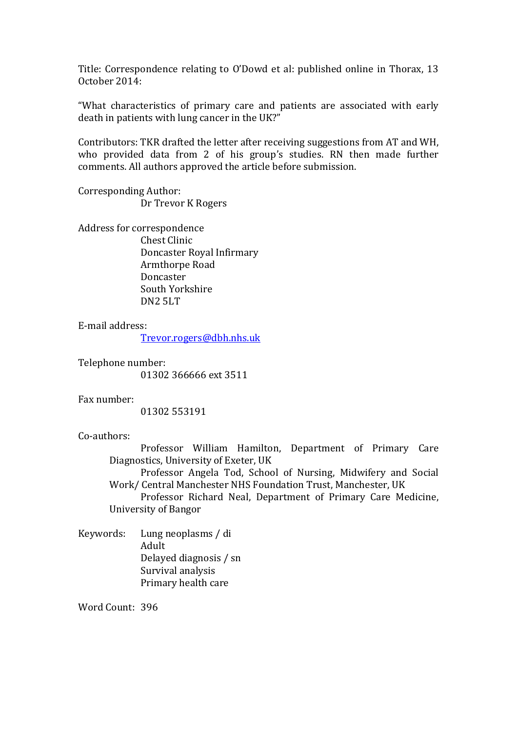Title: Correspondence relating to O'Dowd et al: published online in Thorax, 13 October 2014:

"What characteristics of primary care and patients are associated with early death in patients with lung cancer in the UK?"

Contributors: TKR drafted the letter after receiving suggestions from AT and WH, who provided data from 2 of his group's studies. RN then made further comments. All authors approved the article before submission.

Corresponding Author:
Dr Trevor K Rogers

Address for correspondence
Chest Clinic
Doncaster Royal Infirmary
Armthorpe Road
Doncaster
South Yorkshire
DN2 5LT

E-mail address:
[Trevor.rogers@dbh.nhs.uk](mailto:Trevor.rogers@dbh.nhs.uk)

Telephone number:
01302 366666 ext 3511

Fax number:
01302 553191

Co-authors:
Professor William Hamilton, Department of Primary Care Diagnostics, University of Exeter, UK
Professor Angela Tod, School of Nursing, Midwifery and Social Work/ Central Manchester NHS Foundation Trust, Manchester, UK
Professor Richard Neal, Department of Primary Care Medicine, University of Bangor

Keywords:
Lung neoplasms / di
Adult
Delayed diagnosis / sn
Survival analysis
Primary health care

Word Count: 396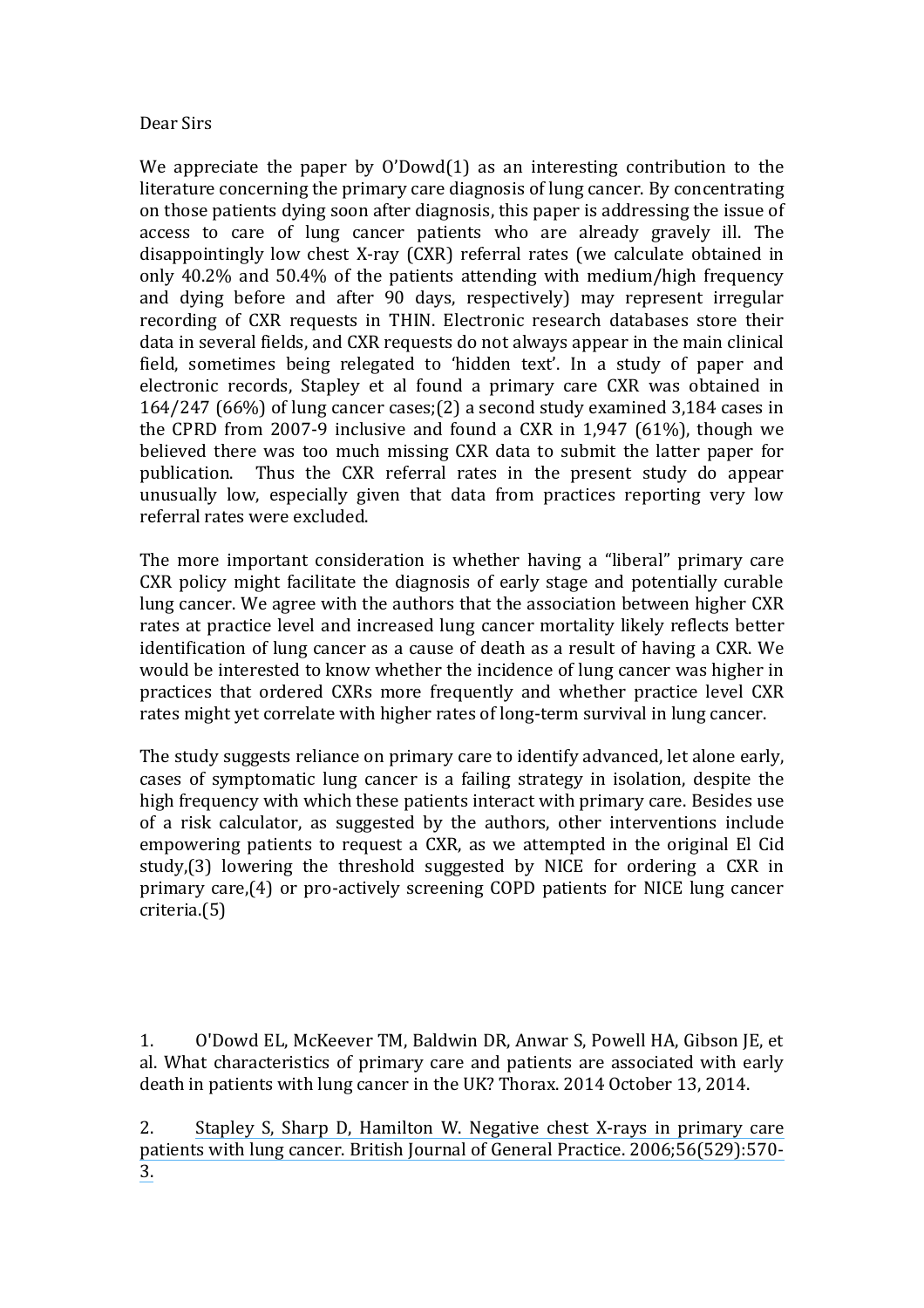Dear Sirs

We appreciate the paper by O'Dowd(1) as an interesting contribution to the literature concerning the primary care diagnosis of lung cancer. By concentrating on those patients dying soon after diagnosis, this paper is addressing the issue of access to care of lung cancer patients who are already gravely ill. The disappointingly low chest X-ray (CXR) referral rates (we calculate obtained in only 40.2% and 50.4% of the patients attending with medium/high frequency and dying before and after 90 days, respectively) may represent irregular recording of CXR requests in THIN. Electronic research databases store their data in several fields, and CXR requests do not always appear in the main clinical field, sometimes being relegated to 'hidden text'. In a study of paper and electronic records, Stapley et al found a primary care CXR was obtained in 164/247 (66%) of lung cancer cases;(2) a second study examined 3,184 cases in the CPRD from 2007-9 inclusive and found a CXR in 1,947 (61%), though we believed there was too much missing CXR data to submit the latter paper for publication. Thus the CXR referral rates in the present study do appear unusually low, especially given that data from practices reporting very low referral rates were excluded.

The more important consideration is whether having a "liberal" primary care CXR policy might facilitate the diagnosis of early stage and potentially curable lung cancer. We agree with the authors that the association between higher CXR rates at practice level and increased lung cancer mortality likely reflects better identification of lung cancer as a cause of death as a result of having a CXR. We would be interested to know whether the incidence of lung cancer was higher in practices that ordered CXRs more frequently and whether practice level CXR rates might yet correlate with higher rates of long-term survival in lung cancer.

The study suggests reliance on primary care to identify advanced, let alone early, cases of symptomatic lung cancer is a failing strategy in isolation, despite the high frequency with which these patients interact with primary care. Besides use of a risk calculator, as suggested by the authors, other interventions include empowering patients to request a CXR, as we attempted in the original El Cid study,(3) lowering the threshold suggested by NICE for ordering a CXR in primary care,(4) or pro-actively screening COPD patients for NICE lung cancer criteria.(5)

1. O'Dowd EL, McKeever TM, Baldwin DR, Anwar S, Powell HA, Gibson JE, et al. What characteristics of primary care and patients are associated with early death in patients with lung cancer in the UK? Thorax. 2014 October 13, 2014.

2. Stapley S, Sharp D, Hamilton W. Negative chest X-rays in primary care patients with lung cancer. British Journal of General Practice. 2006;56(529):570-3.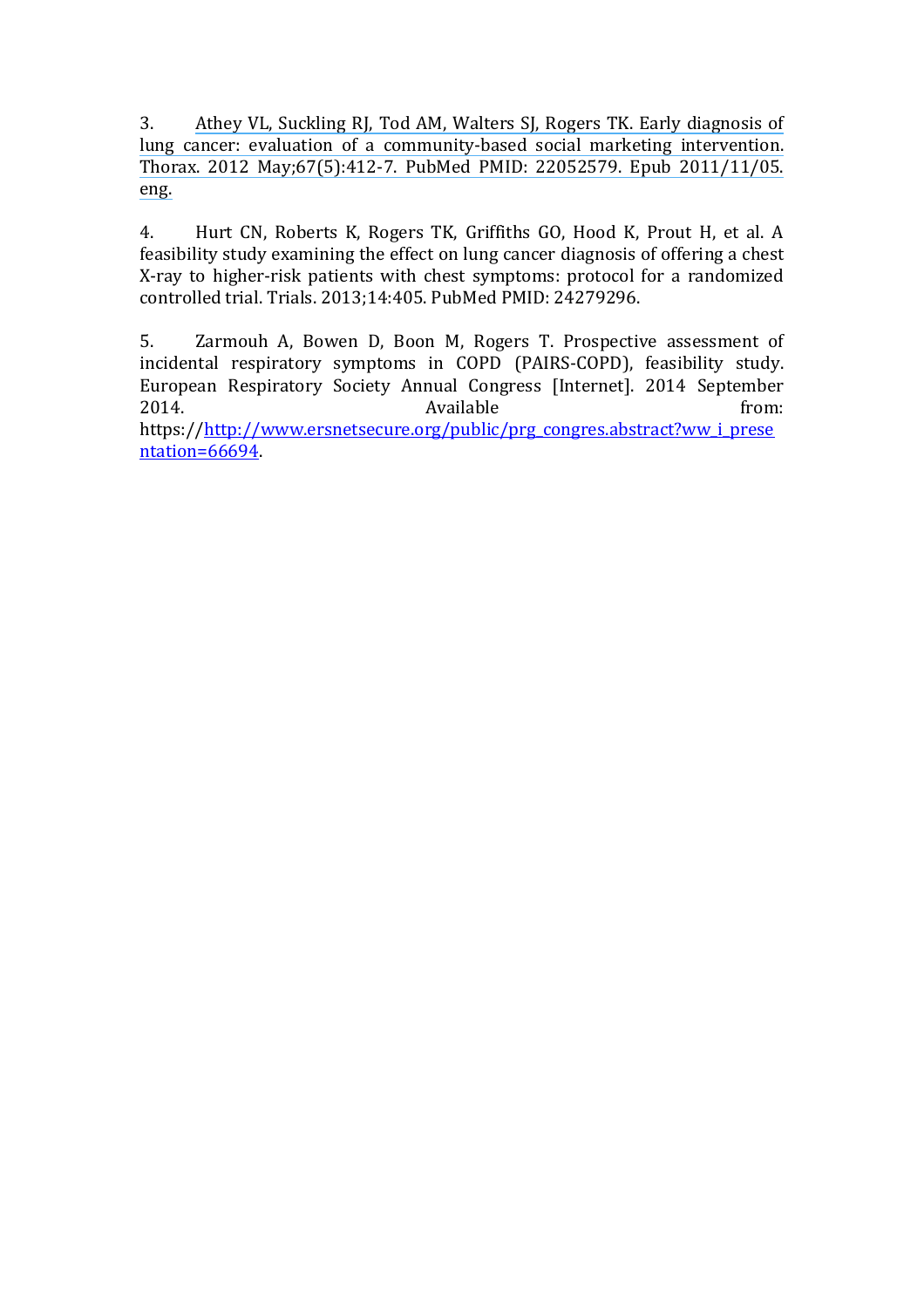3. Athey VL, Suckling RJ, Tod AM, Walters SJ, Rogers TK. Early diagnosis of lung cancer: evaluation of a community-based social marketing intervention. Thorax. 2012 May;67(5):412-7. PubMed PMID: 22052579. Epub 2011/11/05. eng.

4. Hurt CN, Roberts K, Rogers TK, Griffiths GO, Hood K, Prout H, et al. A feasibility study examining the effect on lung cancer diagnosis of offering a chest X-ray to higher-risk patients with chest symptoms: protocol for a randomized controlled trial. Trials. 2013;14:405. PubMed PMID: 24279296.

5. Zarmouh A, Bowen D, Boon M, Rogers T. Prospective assessment of incidental respiratory symptoms in COPD (PAIRS-COPD), feasibility study. European Respiratory Society Annual Congress [Internet]. 2014 September 2014. Available from: https://http://www.ersnetsecure.org/public/prg_congres.abstract?ww_i_presentation=66694.